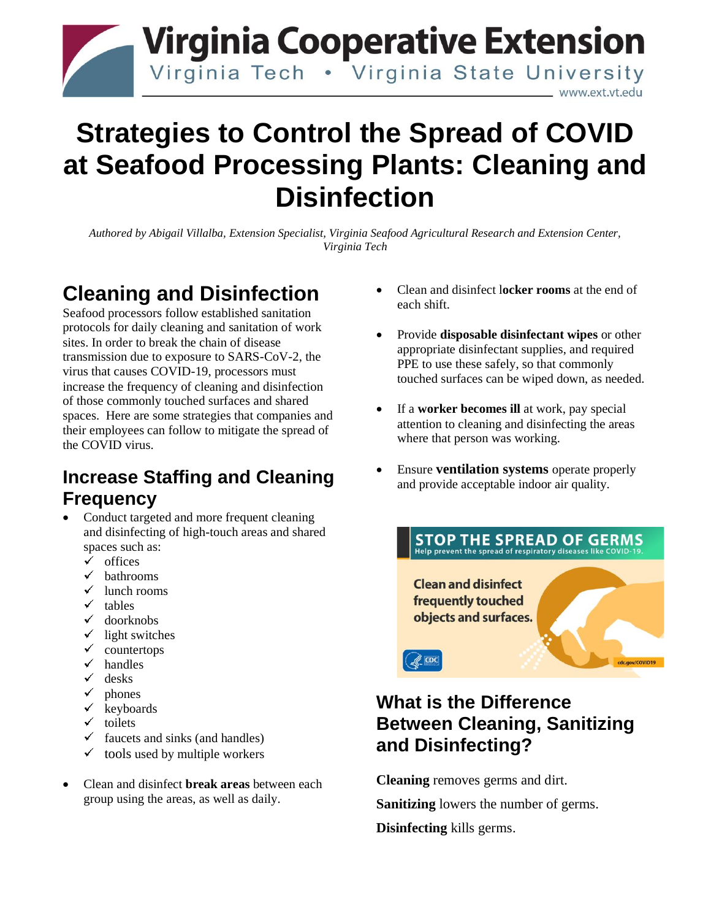# Strategies to Control the Spread of COVID at Seafood Processing Plants: Cleaning and Disinfection

*Authored by Abigail Villalba, Extension Specialist, Virginia Seafood Agricultural Research and Extension Center, Virginia Tech*

## Cleaning and Disinfection

Seafood processors follow established sanitation protocols for daily cleaning and sanitation of work sites. In order to break the chain of disease transmission due to exposure to SARS-CoV-2, the virus that causes COVID-19, processors must increase the frequency of cleaning and disinfection of those commonly touched surfaces and shared spaces. Here are some strategies that companies and their employees can follow to mitigate the spread of the COVID virus.

## Increase Staffing and Cleaning Frequency

- Conduct targeted and more frequent cleaning and disinfecting of high-touch areas and shared spaces such as:
  - ✓ offices
  - ✓ bathrooms
  - ✓ lunch rooms
  - ✓ tables
  - ✓ doorknobs
  - ✓ light switches
  - ✓ countertops
  - ✓ handles
  - ✓ desks
  - ✓ phones
  - ✓ keyboards
  - ✓ toilets
  - ✓ faucets and sinks (and handles)
  - ✓ tools used by multiple workers
- Clean and disinfect **break areas** between each group using the areas, as well as daily.
- Clean and disinfect l**ocker rooms** at the end of each shift.
- Provide **disposable disinfectant wipes** or other appropriate disinfectant supplies, and required PPE to use these safely, so that commonly touched surfaces can be wiped down, as needed.
- If a **worker becomes ill** at work, pay special attention to cleaning and disinfecting the areas where that person was working.
- Ensure **ventilation systems** operate properly and provide acceptable indoor air quality.

STOP THE SPREAD OF GERMS
Help prevent the spread of respiratory diseases like COVID-19.
Clean and disinfect frequently touched objects and surfaces.
cdc.gov/COVID19

## What is the Difference Between Cleaning, Sanitizing and Disinfecting?

**Cleaning** removes germs and dirt.

**Sanitizing** lowers the number of germs.

**Disinfecting** kills germs.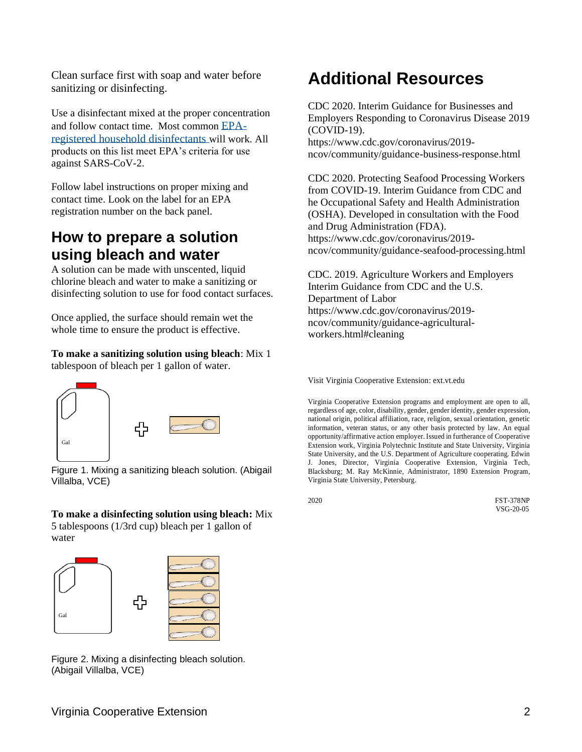Clean surface first with soap and water before sanitizing or disinfecting.

Use a disinfectant mixed at the proper concentration and follow contact time. Most common [EPA-registered household disinfectants](#) will work. All products on this list meet EPA's criteria for use against SARS-CoV-2.

Follow label instructions on proper mixing and contact time. Look on the label for an EPA registration number on the back panel.

## How to prepare a solution using bleach and water

A solution can be made with unscented, liquid chlorine bleach and water to make a sanitizing or disinfecting solution to use for food contact surfaces.

Once applied, the surface should remain wet the whole time to ensure the product is effective.

**To make a sanitizing solution using bleach**: Mix 1 tablespoon of bleach per 1 gallon of water.

Gal

Figure 1. Mixing a sanitizing bleach solution. (Abigail Villalba, VCE)

**To make a disinfecting solution using bleach:** Mix 5 tablespoons (1/3rd cup) bleach per 1 gallon of water

Gal

Figure 2. Mixing a disinfecting bleach solution. (Abigail Villalba, VCE)

## Additional Resources

CDC 2020. Interim Guidance for Businesses and Employers Responding to Coronavirus Disease 2019 (COVID-19). https://www.cdc.gov/coronavirus/2019-ncov/community/guidance-business-response.html

CDC 2020. Protecting Seafood Processing Workers from COVID-19. Interim Guidance from CDC and he Occupational Safety and Health Administration (OSHA). Developed in consultation with the Food and Drug Administration (FDA). https://www.cdc.gov/coronavirus/2019-ncov/community/guidance-seafood-processing.html

CDC. 2019. Agriculture Workers and Employers Interim Guidance from CDC and the U.S. Department of Labor https://www.cdc.gov/coronavirus/2019-ncov/community/guidance-agricultural-workers.html#cleaning

Visit Virginia Cooperative Extension: ext.vt.edu

Virginia Cooperative Extension programs and employment are open to all, regardless of age, color, disability, gender, gender identity, gender expression, national origin, political affiliation, race, religion, sexual orientation, genetic information, veteran status, or any other basis protected by law. An equal opportunity/affirmative action employer. Issued in furtherance of Cooperative Extension work, Virginia Polytechnic Institute and State University, Virginia State University, and the U.S. Department of Agriculture cooperating. Edwin J. Jones, Director, Virginia Cooperative Extension, Virginia Tech, Blacksburg; M. Ray McKinnie, Administrator, 1890 Extension Program, Virginia State University, Petersburg.

2020

FST-378NP
VSG-20-05